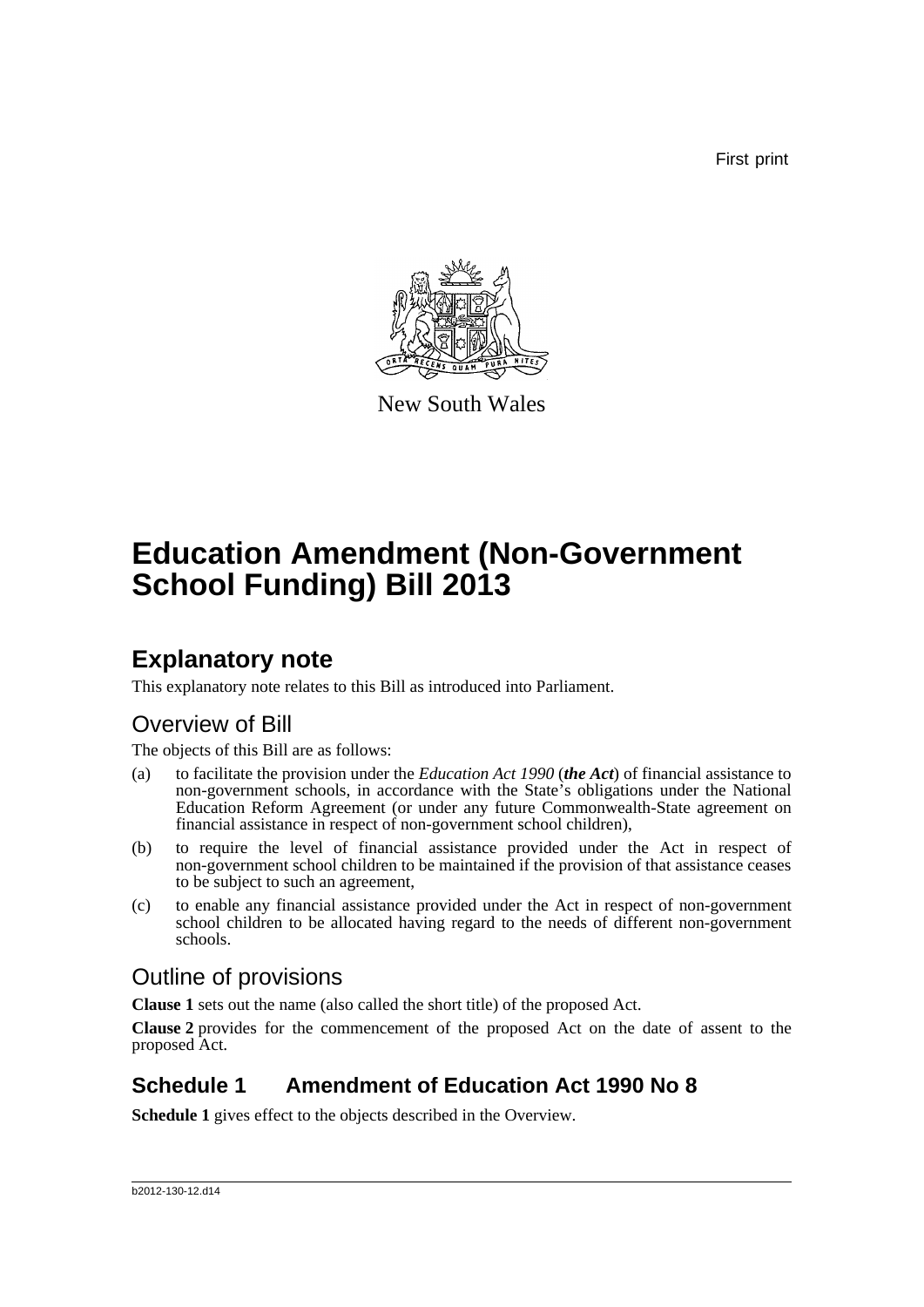First print

New South Wales

# Education Amendment (Non-Government School Funding) Bill 2013

## Explanatory note

This explanatory note relates to this Bill as introduced into Parliament.

### Overview of Bill

The objects of this Bill are as follows:

(a) to facilitate the provision under the *Education Act 1990* (***the Act***) of financial assistance to non-government schools, in accordance with the State's obligations under the National Education Reform Agreement (or under any future Commonwealth-State agreement on financial assistance in respect of non-government school children),

(b) to require the level of financial assistance provided under the Act in respect of non-government school children to be maintained if the provision of that assistance ceases to be subject to such an agreement,

(c) to enable any financial assistance provided under the Act in respect of non-government school children to be allocated having regard to the needs of different non-government schools.

### Outline of provisions

**Clause 1** sets out the name (also called the short title) of the proposed Act.

**Clause 2** provides for the commencement of the proposed Act on the date of assent to the proposed Act.

## Schedule 1 Amendment of Education Act 1990 No 8

**Schedule 1** gives effect to the objects described in the Overview.

b2012-130-12.d14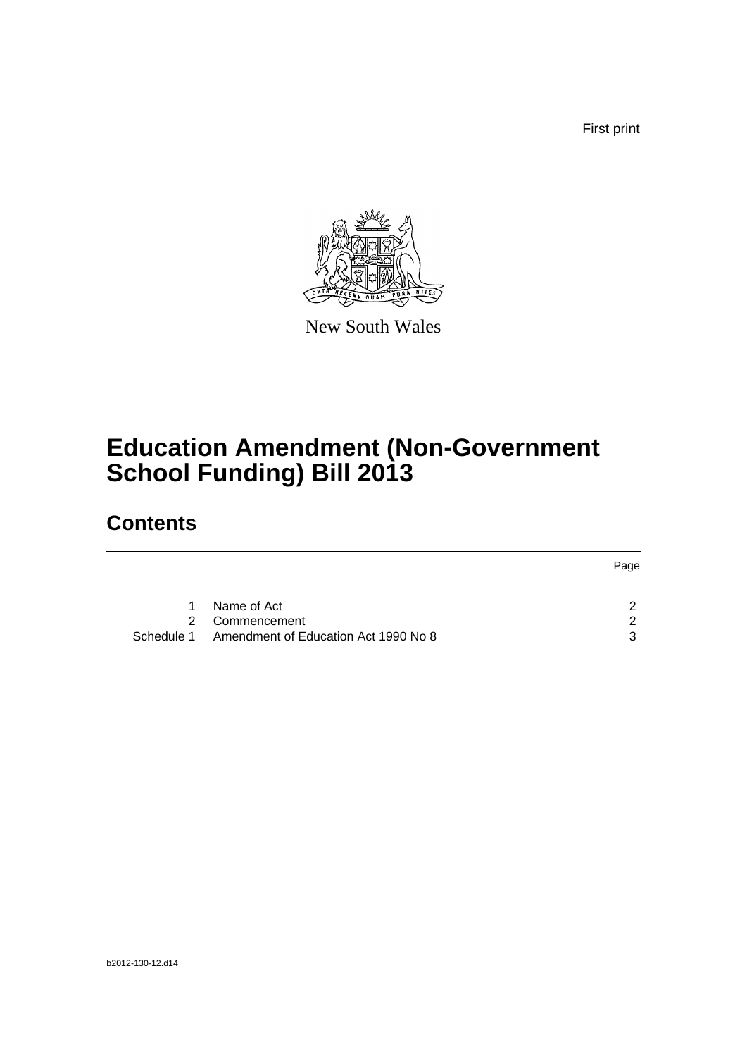First print

New South Wales

# Education Amendment (Non-Government School Funding) Bill 2013

## Contents

| | | Page |
|---|---|---|
| 1 | Name of Act | 2 |
| 2 | Commencement | 2 |
| Schedule 1 | Amendment of Education Act 1990 No 8 | 3 |

b2012-130-12.d14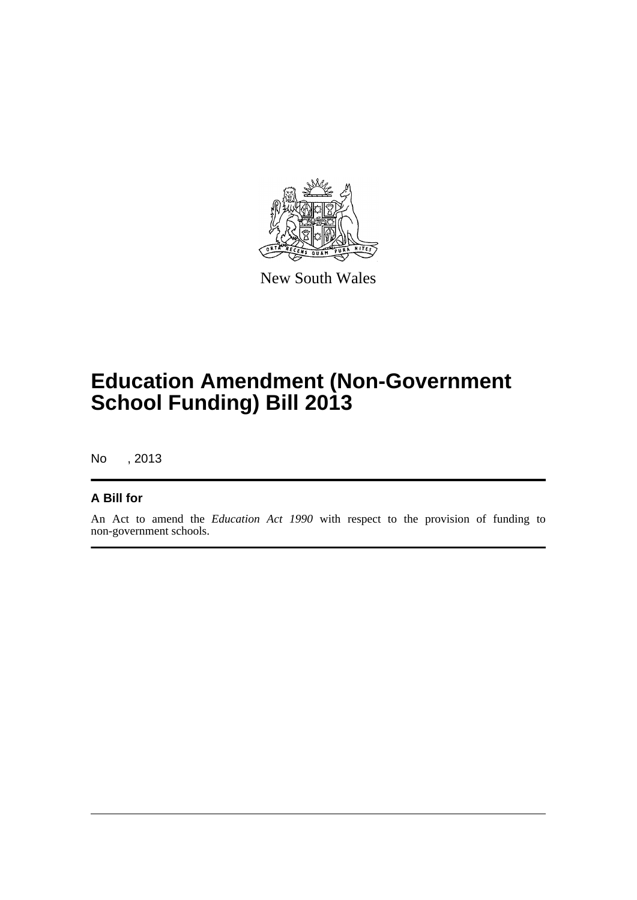New South Wales

# Education Amendment (Non-Government School Funding) Bill 2013

No , 2013

## A Bill for

An Act to amend the *Education Act 1990* with respect to the provision of funding to non-government schools.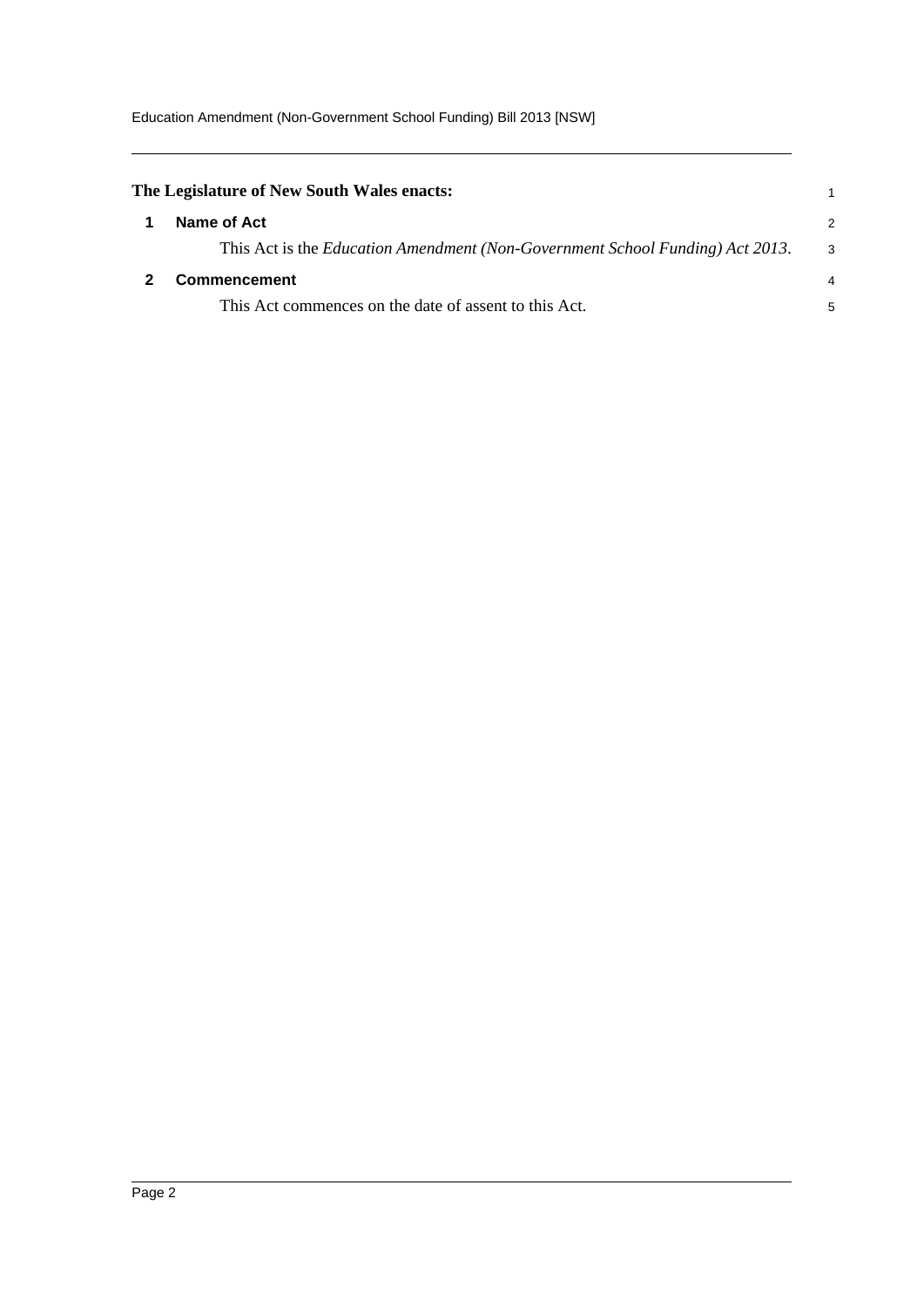**The Legislature of New South Wales enacts:**

## 1 Name of Act

This Act is the *Education Amendment (Non-Government School Funding) Act 2013*.

## 2 Commencement

This Act commences on the date of assent to this Act.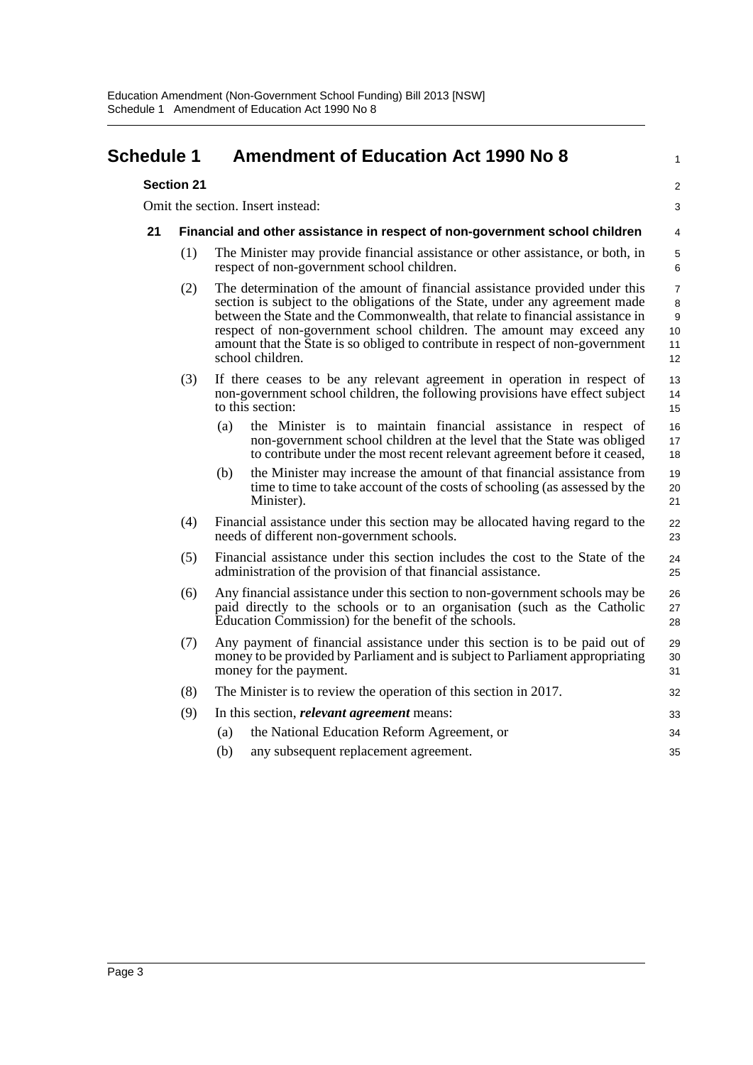# Schedule 1 Amendment of Education Act 1990 No 8

**Section 21**

Omit the section. Insert instead:

**21 Financial and other assistance in respect of non-government school children**

(1) The Minister may provide financial assistance or other assistance, or both, in respect of non-government school children.

(2) The determination of the amount of financial assistance provided under this section is subject to the obligations of the State, under any agreement made between the State and the Commonwealth, that relate to financial assistance in respect of non-government school children. The amount may exceed any amount that the State is so obliged to contribute in respect of non-government school children.

(3) If there ceases to be any relevant agreement in operation in respect of non-government school children, the following provisions have effect subject to this section:

- (a) the Minister is to maintain financial assistance in respect of non-government school children at the level that the State was obliged to contribute under the most recent relevant agreement before it ceased,
- (b) the Minister may increase the amount of that financial assistance from time to time to take account of the costs of schooling (as assessed by the Minister).

(4) Financial assistance under this section may be allocated having regard to the needs of different non-government schools.

(5) Financial assistance under this section includes the cost to the State of the administration of the provision of that financial assistance.

(6) Any financial assistance under this section to non-government schools may be paid directly to the schools or to an organisation (such as the Catholic Education Commission) for the benefit of the schools.

(7) Any payment of financial assistance under this section is to be paid out of money to be provided by Parliament and is subject to Parliament appropriating money for the payment.

(8) The Minister is to review the operation of this section in 2017.

(9) In this section, ***relevant agreement*** means:

- (a) the National Education Reform Agreement, or
- (b) any subsequent replacement agreement.